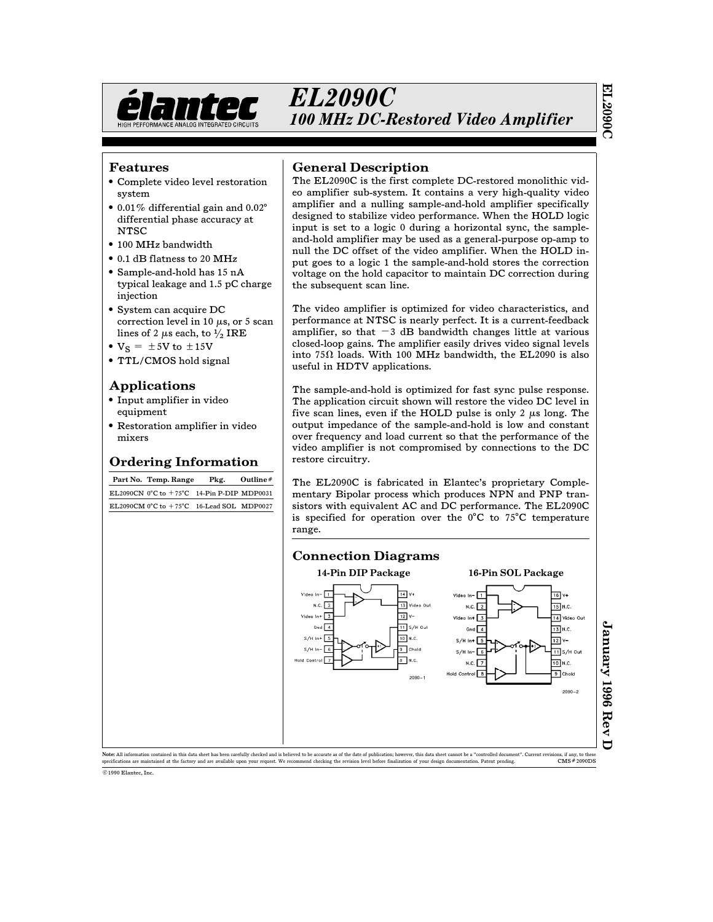# EL2090C

## 100 MHz DC-Restored Video Amplifier

## Features

- Complete video level restoration system
- 0.01% differential gain and 0.02° differential phase accuracy at NTSC
- 100 MHz bandwidth
- 0.1 dB flatness to 20 MHz
- Sample-and-hold has 15 nA typical leakage and 1.5 pC charge injection
- System can acquire DC correction level in 10 μs, or 5 scan lines of 2 μs each, to ½ IRE
- $V_S$ = ±5V to ±15V
- TTL/CMOS hold signal

## Applications

- Input amplifier in video equipment
- Restoration amplifier in video mixers

## Ordering Information

| Part No. | Temp. Range | Pkg. | Outline# |
|---|---|---|---|
| EL2090CN | 0°C to +75°C | 14-Pin P-DIP | MDP0031 |
| EL2090CM | 0°C to +75°C | 16-Lead SOL | MDP0027 |

## General Description

The EL2090C is the first complete DC-restored monolithic video amplifier sub-system. It contains a very high-quality video amplifier and a nulling sample-and-hold amplifier specifically designed to stabilize video performance. When the HOLD logic input is set to a logic 0 during a horizontal sync, the sample-and-hold amplifier may be used as a general-purpose op-amp to null the DC offset of the video amplifier. When the HOLD input goes to a logic 1 the sample-and-hold stores the correction voltage on the hold capacitor to maintain DC correction during the subsequent scan line.

The video amplifier is optimized for video characteristics, and performance at NTSC is nearly perfect. It is a current-feedback amplifier, so that −3 dB bandwidth changes little at various closed-loop gains. The amplifier easily drives video signal levels into 75Ω loads. With 100 MHz bandwidth, the EL2090 is also useful in HDTV applications.

The sample-and-hold is optimized for fast sync pulse response. The application circuit shown will restore the video DC level in five scan lines, even if the HOLD pulse is only 2 μs long. The output impedance of the sample-and-hold is low and constant over frequency and load current so that the performance of the video amplifier is not compromised by connections to the DC restore circuitry.

The EL2090C is fabricated in Elantec's proprietary Complementary Bipolar process which produces NPN and PNP transistors with equivalent AC and DC performance. The EL2090C is specified for operation over the 0°C to 75°C temperature range.

## Connection Diagrams

**14-Pin DIP Package**

| Pin | Name | Pin | Name |
|---|---|---|---|
| 1 | Video In− | 14 | V+ |
| 2 | N.C. | 13 | Video Out |
| 3 | Video In+ | 12 | V− |
| 4 | Gnd | 11 | S/H Out |
| 5 | S/H In+ | 10 | N.C. |
| 6 | S/H In− | 9 | Chold |
| 7 | Hold Control | 8 | N.C. |

2090-1

**16-Pin SOL Package**

| Pin | Name | Pin | Name |
|---|---|---|---|
| 1 | Video In− | 16 | V+ |
| 2 | N.C. | 15 | N.C. |
| 3 | Video In+ | 14 | Video Out |
| 4 | Gnd | 13 | N.C. |
| 5 | S/H In+ | 12 | V− |
| 6 | S/H In− | 11 | S/H Out |
| 7 | N.C. | 10 | N.C. |
| 8 | Hold Control | 9 | Chold |

2090-2

January 1996 Rev D

**Note:** All information contained in this data sheet has been carefully checked and is believed to be accurate as of the date of publication; however, this data sheet cannot be a "controlled document". Current revisions, if any, to these specifications are maintained at the factory and are available upon your request. We recommend checking the revision level before finalization of your design documentation. Patent pending. CMS#2090DS

© 1990 Elantec, Inc.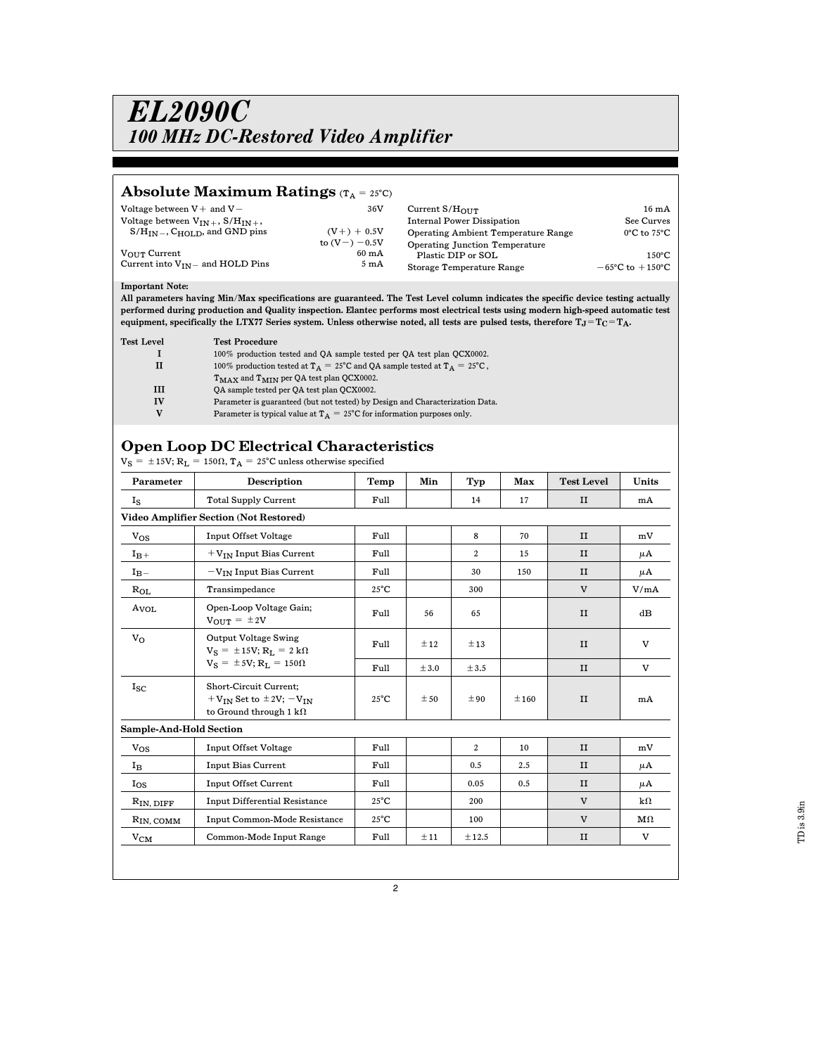# EL2090C
## 100 MHz DC-Restored Video Amplifier

## Absolute Maximum Ratings ($T_A = 25°C$)

| | |
|---|---|
| Voltage between V+ and V− | 36V |
| Voltage between $V_{IN+}$, $S/H_{IN+}$, $S/H_{IN-}$, $C_{HOLD}$, and GND pins | (V+) + 0.5V to (V−) −0.5V |
| $V_{OUT}$ Current | 60 mA |
| Current into $V_{IN-}$ and HOLD Pins | 5 mA |
| Current $S/H_{OUT}$ | 16 mA |
| Internal Power Dissipation | See Curves |
| Operating Ambient Temperature Range | 0°C to 75°C |
| Operating Junction Temperature Plastic DIP or SOL | 150°C |
| Storage Temperature Range | −65°C to +150°C |

**Important Note:**
**All parameters having Min/Max specifications are guaranteed. The Test Level column indicates the specific device testing actually performed during production and Quality inspection. Elantec performs most electrical tests using modern high-speed automatic test equipment, specifically the LTX77 Series system. Unless otherwise noted, all tests are pulsed tests, therefore $T_J = T_C = T_A$.**

| Test Level | Test Procedure |
|---|---|
| I | 100% production tested and QA sample tested per QA test plan QCX0002. |
| II | 100% production tested at $T_A = 25°C$ and QA sample tested at $T_A = 25°C$, $T_{MAX}$ and $T_{MIN}$ per QA test plan QCX0002. |
| III | QA sample tested per QA test plan QCX0002. |
| IV | Parameter is guaranteed (but not tested) by Design and Characterization Data. |
| V | Parameter is typical value at $T_A = 25°C$ for information purposes only. |

## Open Loop DC Electrical Characteristics

$V_S = \pm 15V$; $R_L = 150\Omega$, $T_A = 25°C$ unless otherwise specified

| Parameter | Description | Temp | Min | Typ | Max | Test Level | Units |
|---|---|---|---|---|---|---|---|
| $I_S$ | Total Supply Current | Full | | 14 | 17 | II | mA |
| **Video Amplifier Section (Not Restored)** | | | | | | | |
| $V_{OS}$ | Input Offset Voltage | Full | | 8 | 70 | II | mV |
| $I_{B+}$ | $+V_{IN}$ Input Bias Current | Full | | 2 | 15 | II | μA |
| $I_{B-}$ | $-V_{IN}$ Input Bias Current | Full | | 30 | 150 | II | μA |
| $R_{OL}$ | Transimpedance | 25°C | | 300 | | V | V/mA |
| $A_{VOL}$ | Open-Loop Voltage Gain; $V_{OUT} = \pm 2V$ | Full | 56 | 65 | | II | dB |
| $V_O$ | Output Voltage Swing $V_S = \pm 15V$; $R_L = 2\ k\Omega$ | Full | ±12 | ±13 | | II | V |
| | $V_S = \pm 5V$; $R_L = 150\Omega$ | Full | ±3.0 | ±3.5 | | II | V |
| $I_{SC}$ | Short-Circuit Current; $+V_{IN}$ Set to ±2V; $-V_{IN}$ to Ground through 1 kΩ | 25°C | ±50 | ±90 | ±160 | II | mA |
| **Sample-And-Hold Section** | | | | | | | |
| $V_{OS}$ | Input Offset Voltage | Full | | 2 | 10 | II | mV |
| $I_B$ | Input Bias Current | Full | | 0.5 | 2.5 | II | μA |
| $I_{OS}$ | Input Offset Current | Full | | 0.05 | 0.5 | II | μA |
| $R_{IN,\ DIFF}$ | Input Differential Resistance | 25°C | | 200 | | V | kΩ |
| $R_{IN,\ COMM}$ | Input Common-Mode Resistance | 25°C | | 100 | | V | MΩ |
| $V_{CM}$ | Common-Mode Input Range | Full | ±11 | ±12.5 | | II | V |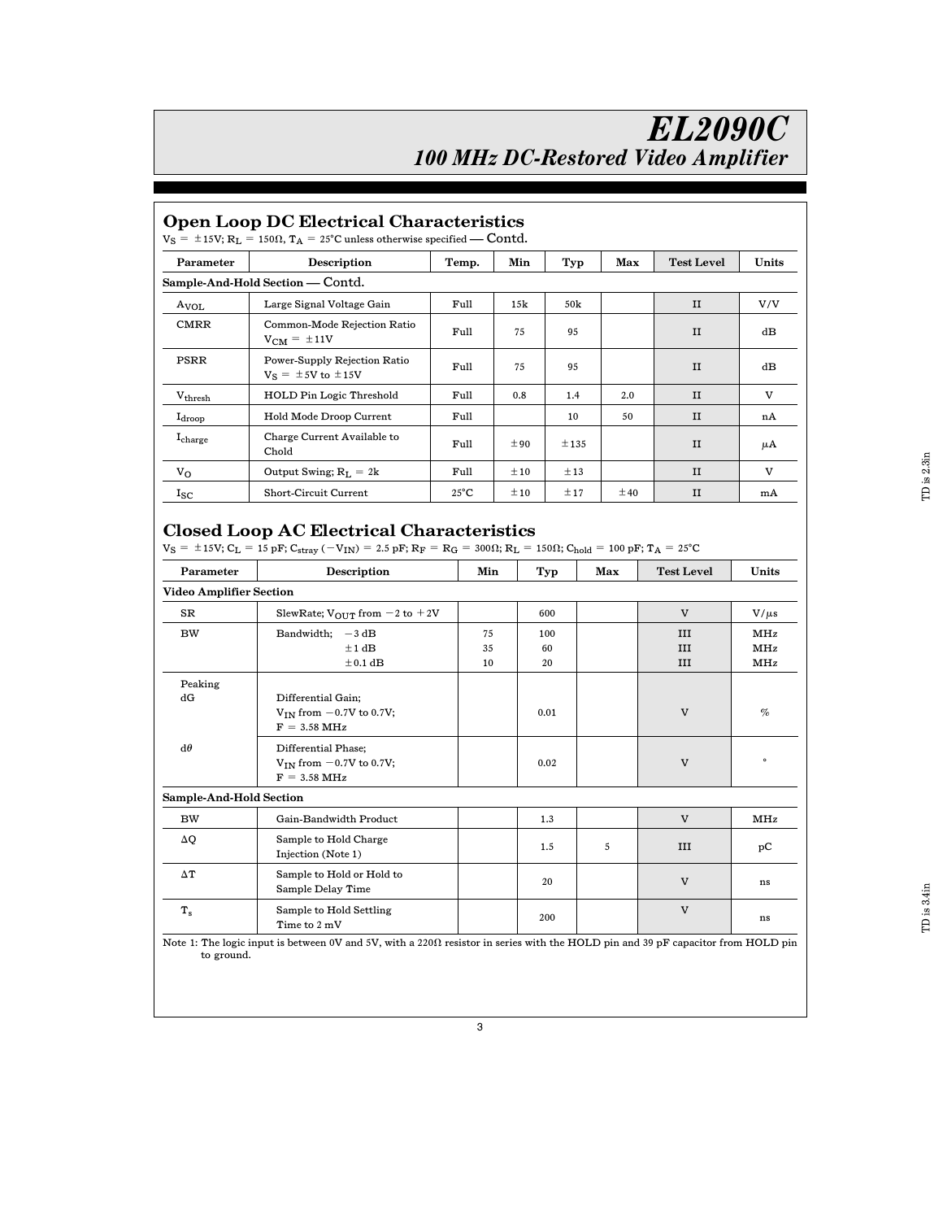## Open Loop DC Electrical Characteristics

$V_S = \pm 15V$; $R_L = 150\Omega$, $T_A = 25°C$ unless otherwise specified — Contd.

| Parameter | Description | Temp. | Min | Typ | Max | Test Level | Units |
|---|---|---|---|---|---|---|---|
| **Sample-And-Hold Section — Contd.** | | | | | | | |
| $A_{VOL}$ | Large Signal Voltage Gain | Full | 15k | 50k | | II | V/V |
| CMRR | Common-Mode Rejection Ratio $V_{CM} = \pm 11V$ | Full | 75 | 95 | | II | dB |
| PSRR | Power-Supply Rejection Ratio $V_S = \pm 5V$ to $\pm 15V$ | Full | 75 | 95 | | II | dB |
| $V_{thresh}$ | HOLD Pin Logic Threshold | Full | 0.8 | 1.4 | 2.0 | II | V |
| $I_{droop}$ | Hold Mode Droop Current | Full | | 10 | 50 | II | nA |
| $I_{charge}$ | Charge Current Available to Chold | Full | ±90 | ±135 | | II | μA |
| $V_O$ | Output Swing; $R_L = 2k$ | Full | ±10 | ±13 | | II | V |
| $I_{SC}$ | Short-Circuit Current | 25°C | ±10 | ±17 | ±40 | II | mA |

## Closed Loop AC Electrical Characteristics

$V_S = \pm 15V$; $C_L = 15$ pF; $C_{stray}(-V_{IN}) = 2.5$ pF; $R_F = R_G = 300\Omega$; $R_L = 150\Omega$; $C_{hold} = 100$ pF; $T_A = 25°C$

| Parameter | Description | Min | Typ | Max | Test Level | Units |
|---|---|---|---|---|---|---|
| **Video Amplifier Section** | | | | | | |
| SR | SlewRate; $V_{OUT}$ from −2 to +2V | | 600 | | V | V/μs |
| BW | Bandwidth; −3 dB | 75 | 100 | | III | MHz |
| | ±1 dB | 35 | 60 | | III | MHz |
| | ±0.1 dB | 10 | 20 | | III | MHz |
| Peaking | | | | | | |
| dG | Differential Gain; $V_{IN}$ from −0.7V to 0.7V; F = 3.58 MHz | | 0.01 | | V | % |
| dθ | Differential Phase; $V_{IN}$ from −0.7V to 0.7V; F = 3.58 MHz | | 0.02 | | V | ° |
| **Sample-And-Hold Section** | | | | | | |
| BW | Gain-Bandwidth Product | | 1.3 | | V | MHz |
| ΔQ | Sample to Hold Charge Injection (Note 1) | | 1.5 | 5 | III | pC |
| ΔT | Sample to Hold or Hold to Sample Delay Time | | 20 | | V | ns |
| $T_s$ | Sample to Hold Settling Time to 2 mV | | 200 | | V | ns |

Note 1: The logic input is between 0V and 5V, with a 220Ω resistor in series with the HOLD pin and 39 pF capacitor from HOLD pin to ground.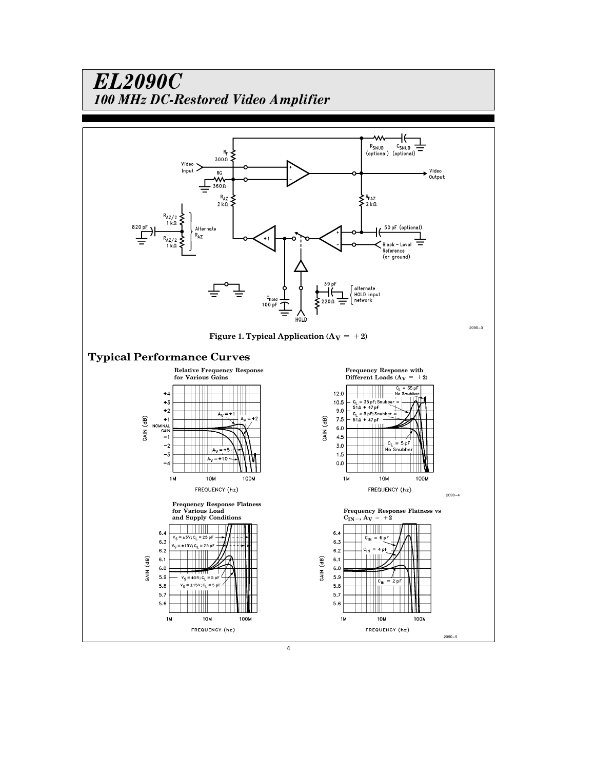**Figure 1. Typical Application ($A_V$ = +2)**

## Typical Performance Curves

**Relative Frequency Response for Various Gains**

**Frequency Response with Different Loads ($A_V$ = +2)**

**Frequency Response Flatness for Various Load and Supply Conditions**

**Frequency Response Flatness vs $C_{IN-}$, $A_V$ = +2**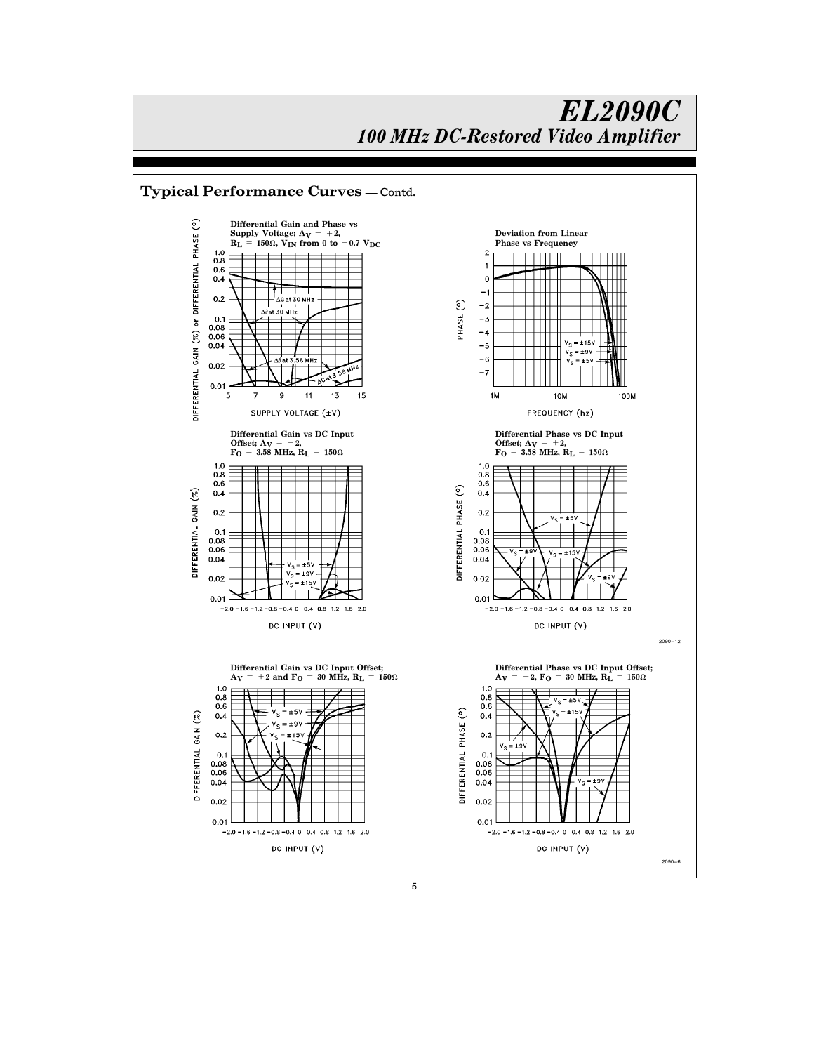## Typical Performance Curves — Contd.

**Differential Gain and Phase vs Supply Voltage; $A_V = +2$, $R_L = 150\Omega$, $V_{IN}$ from 0 to $+0.7\ V_{DC}$**

**Deviation from Linear Phase vs Frequency**

**Differential Gain vs DC Input Offset; $A_V = +2$, $F_O = 3.58$ MHz, $R_L = 150\Omega$**

**Differential Phase vs DC Input Offset; $A_V = +2$, $F_O = 3.58$ MHz, $R_L = 150\Omega$**

2090–12

**Differential Gain vs DC Input Offset; $A_V = +2$ and $F_O = 30$ MHz, $R_L = 150\Omega$**

**Differential Phase vs DC Input Offset; $A_V = +2$, $F_O = 30$ MHz, $R_L = 150\Omega$**

2090–6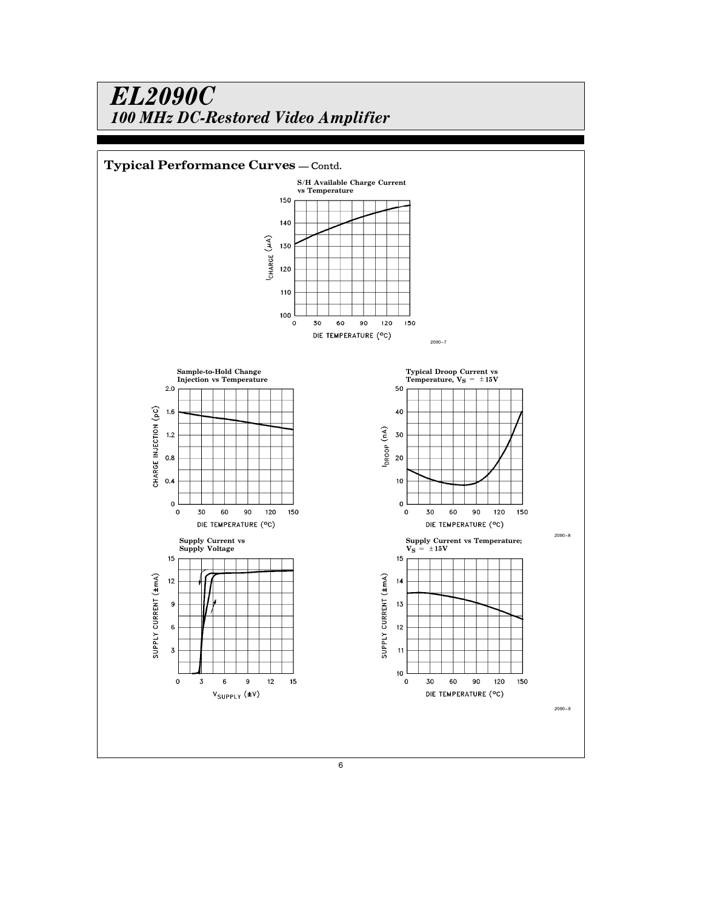## Typical Performance Curves — Contd.

**S/H Available Charge Current vs Temperature**

$I_{CHARGE}$ (μA) vs DIE TEMPERATURE (°C)

2090–7

**Sample-to-Hold Change Injection vs Temperature**

CHARGE INJECTION (pC) vs DIE TEMPERATURE (°C)

**Typical Droop Current vs Temperature, $V_S = \pm 15V$**

$I_{DROOP}$ (nA) vs DIE TEMPERATURE (°C)

2090–8

**Supply Current vs Supply Voltage**

SUPPLY CURRENT (±mA) vs $V_{SUPPLY}$ (±V)

**Supply Current vs Temperature; $V_S = \pm 15V$**

SUPPLY CURRENT (±mA) vs DIE TEMPERATURE (°C)

2090–9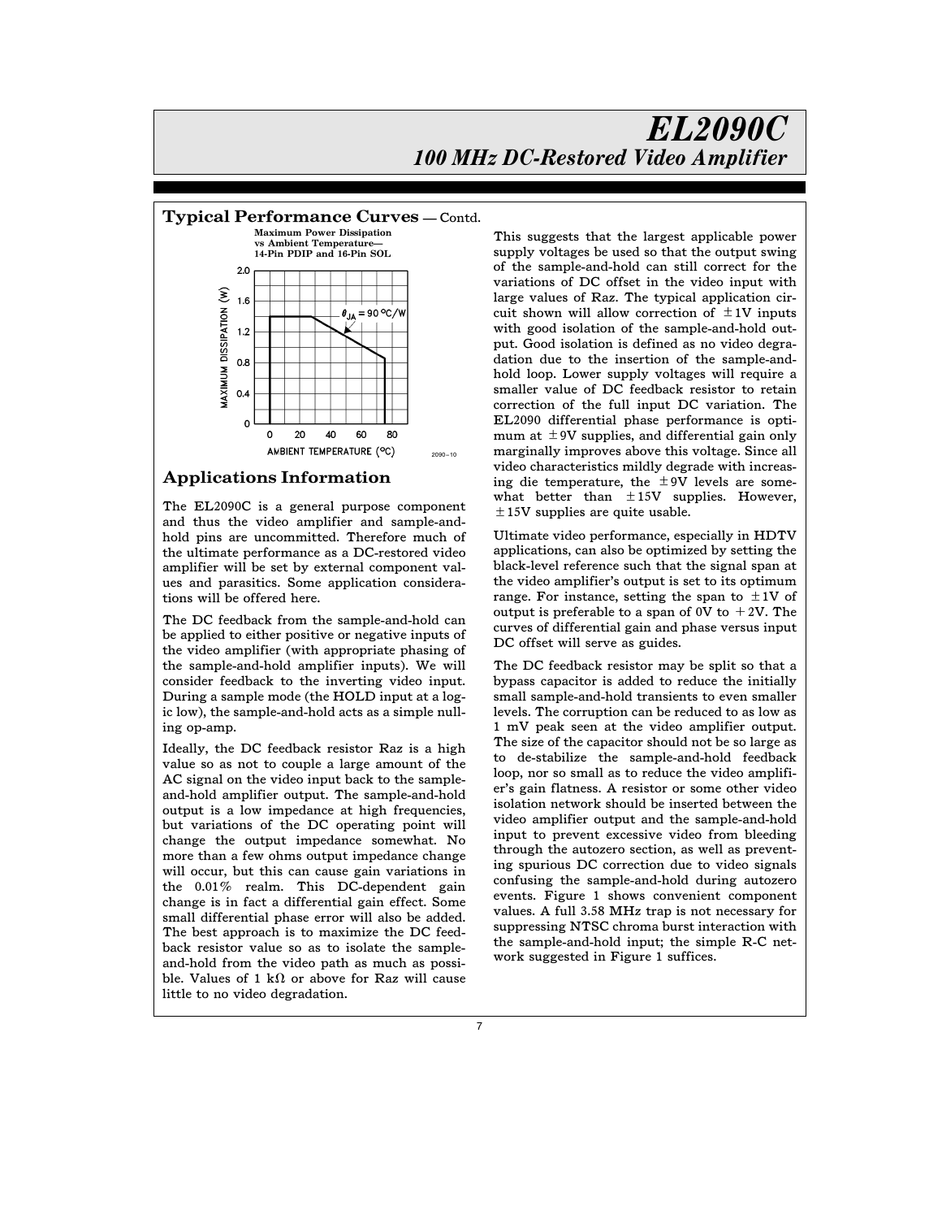## Typical Performance Curves — Contd.

**Maximum Power Dissipation vs Ambient Temperature— 14-Pin PDIP and 16-Pin SOL**

## Applications Information

The EL2090C is a general purpose component and thus the video amplifier and sample-and-hold pins are uncommitted. Therefore much of the ultimate performance as a DC-restored video amplifier will be set by external component values and parasitics. Some application considerations will be offered here.

The DC feedback from the sample-and-hold can be applied to either positive or negative inputs of the video amplifier (with appropriate phasing of the sample-and-hold amplifier inputs). We will consider feedback to the inverting video input. During a sample mode (the HOLD input at a logic low), the sample-and-hold acts as a simple nulling op-amp.

Ideally, the DC feedback resistor Raz is a high value so as not to couple a large amount of the AC signal on the video input back to the sample-and-hold amplifier output. The sample-and-hold output is a low impedance at high frequencies, but variations of the DC operating point will change the output impedance somewhat. No more than a few ohms output impedance change will occur, but this can cause gain variations in the 0.01% realm. This DC-dependent gain change is in fact a differential gain effect. Some small differential phase error will also be added. The best approach is to maximize the DC feedback resistor value so as to isolate the sample-and-hold from the video path as much as possible. Values of 1 kΩ or above for Raz will cause little to no video degradation.

This suggests that the largest applicable power supply voltages be used so that the output swing of the sample-and-hold can still correct for the variations of DC offset in the video input with large values of Raz. The typical application circuit shown will allow correction of ±1V inputs with good isolation of the sample-and-hold output. Good isolation is defined as no video degradation due to the insertion of the sample-and-hold loop. Lower supply voltages will require a smaller value of DC feedback resistor to retain correction of the full input DC variation. The EL2090 differential phase performance is optimum at ±9V supplies, and differential gain only marginally improves above this voltage. Since all video characteristics mildly degrade with increasing die temperature, the ±9V levels are somewhat better than ±15V supplies. However, ±15V supplies are quite usable.

Ultimate video performance, especially in HDTV applications, can also be optimized by setting the black-level reference such that the signal span at the video amplifier's output is set to its optimum range. For instance, setting the span to ±1V of output is preferable to a span of 0V to +2V. The curves of differential gain and phase versus input DC offset will serve as guides.

The DC feedback resistor may be split so that a bypass capacitor is added to reduce the initially small sample-and-hold transients to even smaller levels. The corruption can be reduced to as low as 1 mV peak seen at the video amplifier output. The size of the capacitor should not be so large as to de-stabilize the sample-and-hold feedback loop, nor so small as to reduce the video amplifier's gain flatness. A resistor or some other video isolation network should be inserted between the video amplifier output and the sample-and-hold input to prevent excessive video from bleeding through the autozero section, as well as preventing spurious DC correction due to video signals confusing the sample-and-hold during autozero events. Figure 1 shows convenient component values. A full 3.58 MHz trap is not necessary for suppressing NTSC chroma burst interaction with the sample-and-hold input; the simple R-C network suggested in Figure 1 suffices.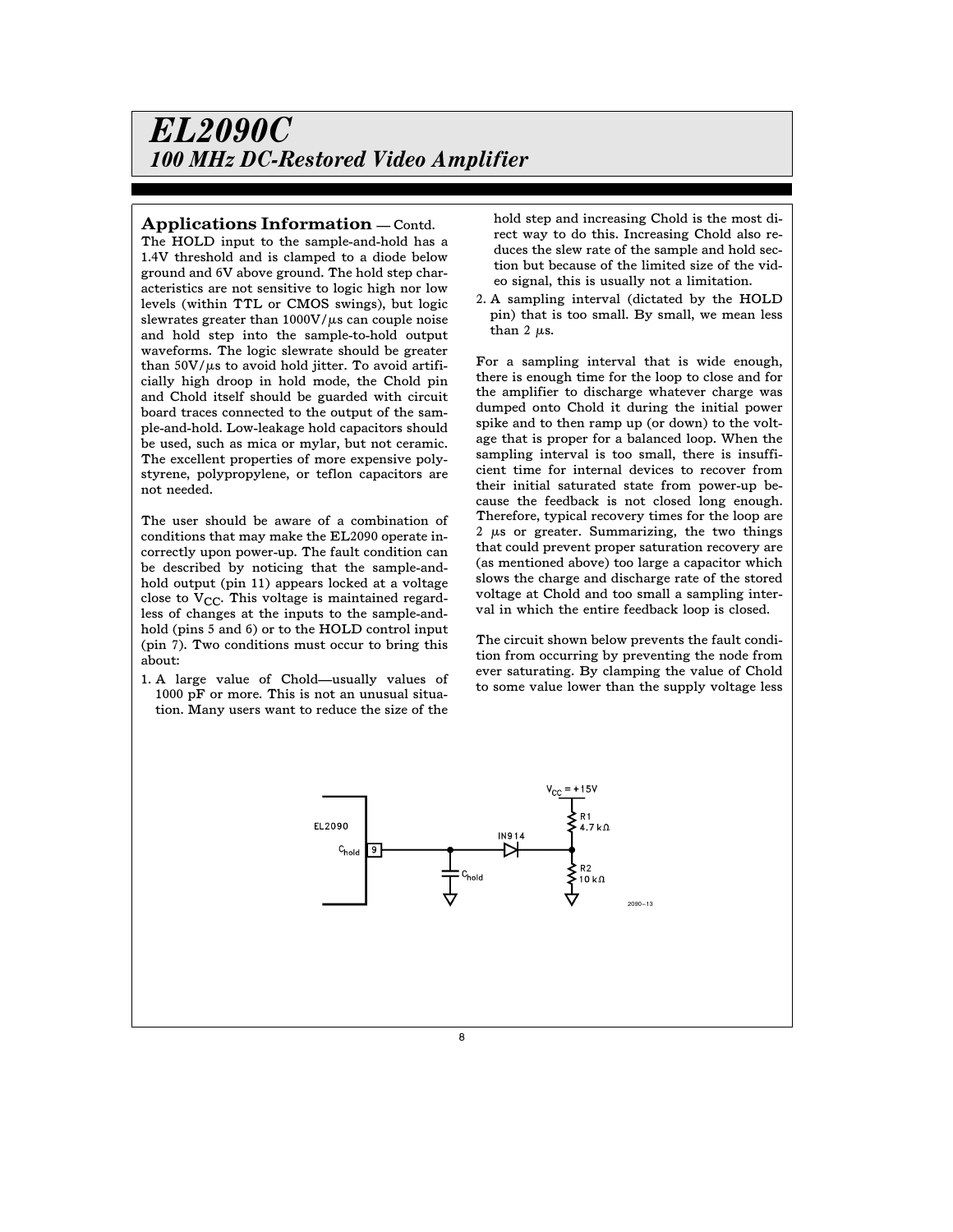## Applications Information — Contd.

The HOLD input to the sample-and-hold has a 1.4V threshold and is clamped to a diode below ground and 6V above ground. The hold step characteristics are not sensitive to logic high nor low levels (within TTL or CMOS swings), but logic slewrates greater than 1000V/$\mu$s can couple noise and hold step into the sample-to-hold output waveforms. The logic slewrate should be greater than 50V/$\mu$s to avoid hold jitter. To avoid artificially high droop in hold mode, the Chold pin and Chold itself should be guarded with circuit board traces connected to the output of the sample-and-hold. Low-leakage hold capacitors should be used, such as mica or mylar, but not ceramic. The excellent properties of more expensive polystyrene, polypropylene, or teflon capacitors are not needed.

The user should be aware of a combination of conditions that may make the EL2090 operate incorrectly upon power-up. The fault condition can be described by noticing that the sample-and-hold output (pin 11) appears locked at a voltage close to $V_{CC}$. This voltage is maintained regardless of changes at the inputs to the sample-and-hold (pins 5 and 6) or to the HOLD control input (pin 7). Two conditions must occur to bring this about:

1. A large value of Chold—usually values of 1000 pF or more. This is not an unusual situation. Many users want to reduce the size of the hold step and increasing Chold is the most direct way to do this. Increasing Chold also reduces the slew rate of the sample and hold section but because of the limited size of the video signal, this is usually not a limitation.
2. A sampling interval (dictated by the HOLD pin) that is too small. By small, we mean less than 2 $\mu$s.

For a sampling interval that is wide enough, there is enough time for the loop to close and for the amplifier to discharge whatever charge was dumped onto Chold it during the initial power spike and to then ramp up (or down) to the voltage that is proper for a balanced loop. When the sampling interval is too small, there is insufficient time for internal devices to recover from their initial saturated state from power-up because the feedback is not closed long enough. Therefore, typical recovery times for the loop are 2 $\mu$s or greater. Summarizing, the two things that could prevent proper saturation recovery are (as mentioned above) too large a capacitor which slows the charge and discharge rate of the stored voltage at Chold and too small a sampling interval in which the entire feedback loop is closed.

The circuit shown below prevents the fault condition from occurring by preventing the node from ever saturating. By clamping the value of Chold to some value lower than the supply voltage less

EL2090 · $C_{hold}$ 9 · $C_{hold}$ · IN914 · $V_{CC}$ = +15V · R1 4.7 kΩ · R2 10 kΩ

2090–13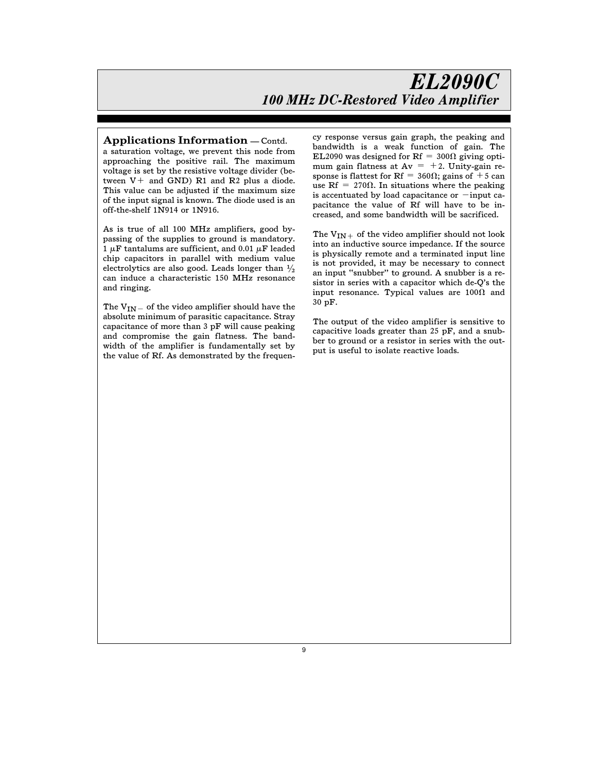## Applications Information — Contd.

a saturation voltage, we prevent this node from approaching the positive rail. The maximum voltage is set by the resistive voltage divider (between V+ and GND) R1 and R2 plus a diode. This value can be adjusted if the maximum size of the input signal is known. The diode used is an off-the-shelf 1N914 or 1N916.

As is true of all 100 MHz amplifiers, good bypassing of the supplies to ground is mandatory. 1 $\mu$F tantalums are sufficient, and 0.01 $\mu$F leaded chip capacitors in parallel with medium value electrolytics are also good. Leads longer than ½ can induce a characteristic 150 MHz resonance and ringing.

The $V_{IN-}$ of the video amplifier should have the absolute minimum of parasitic capacitance. Stray capacitance of more than 3 pF will cause peaking and compromise the gain flatness. The bandwidth of the amplifier is fundamentally set by the value of Rf. As demonstrated by the frequency response versus gain graph, the peaking and bandwidth is a weak function of gain. The EL2090 was designed for Rf = 300Ω giving optimum gain flatness at Av = +2. Unity-gain response is flattest for Rf = 360Ω; gains of +5 can use Rf = 270Ω. In situations where the peaking is accentuated by load capacitance or −input capacitance the value of Rf will have to be increased, and some bandwidth will be sacrificed.

The $V_{IN+}$ of the video amplifier should not look into an inductive source impedance. If the source is physically remote and a terminated input line is not provided, it may be necessary to connect an input "snubber" to ground. A snubber is a resistor in series with a capacitor which de-Q's the input resonance. Typical values are 100Ω and 30 pF.

The output of the video amplifier is sensitive to capacitive loads greater than 25 pF, and a snubber to ground or a resistor in series with the output is useful to isolate reactive loads.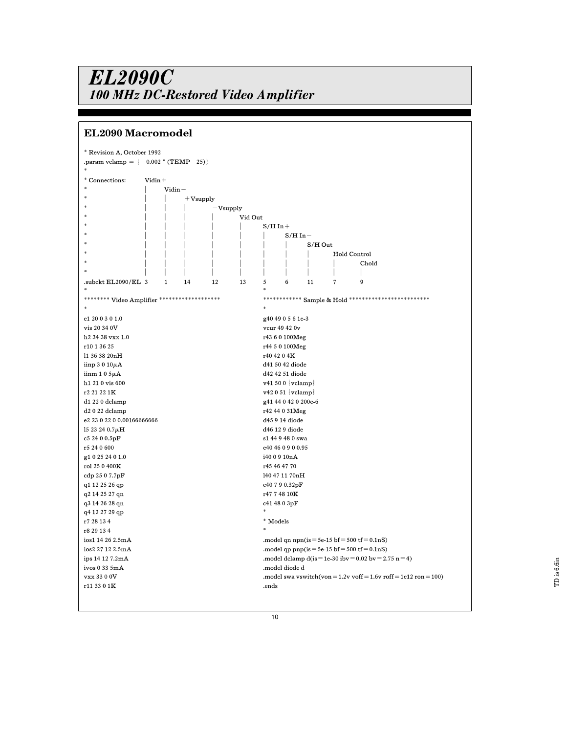# EL2090C
## 100 MHz DC-Restored Video Amplifier

### EL2090 Macromodel

```
* Revision A, October 1992
.param vclamp = {-0.002 * (TEMP-25)}
*
* Connections:      Vidin+
*                   |     Vidin-
*                   |     |     +Vsupply
*                   |     |     |     -Vsupply
*                   |     |     |     |     Vid Out
*                   |     |     |     |     |     S/H In+
*                   |     |     |     |     |     |     S/H In-
*                   |     |     |     |     |     |     |     S/H Out
*                   |     |     |     |     |     |     |     |     Hold Control
*                   |     |     |     |     |     |     |     |     |     Chold
*                   |     |     |     |     |     |     |     |     |     |
.subckt EL2090/EL   3     1     14    12    13    5     6     11    7     9
*
******** Video Amplifier *******************
*
e1 20 0 3 0 1.0
vis 20 34 0V
h2 34 38 vxx 1.0
r10 1 36 25
l1 36 38 20nH
iinp 3 0 10µA
iinm 1 0 5µA
h1 21 0 vis 600
r2 21 22 1K
d1 22 0 dclamp
d2 0 22 dclamp
e2 23 0 22 0 0.00166666666
l5 23 24 0.7µH
c5 24 0 0.5pF
r5 24 0 600
g1 0 25 24 0 1.0
rol 25 0 400K
cdp 25 0 7.7pF
q1 12 25 26 qp
q2 14 25 27 qn
q3 14 26 28 qn
q4 12 27 29 qp
r7 28 13 4
r8 29 13 4
ios1 14 26 2.5mA
ios2 27 12 2.5mA
ips 14 12 7.2mA
ivos 0 33 5mA
vxx 33 0 0V
r11 33 0 1K
*
************ Sample & Hold *************************
*
g40 49 0 5 6 1e-3
vcur 49 42 0v
r43 6 0 100Meg
r44 5 0 100Meg
r40 42 0 4K
d41 50 42 diode
d42 42 51 diode
v41 50 0 {vclamp}
v42 0 51 {vclamp}
g41 44 0 42 0 200e-6
r42 44 0 31Meg
d45 9 14 diode
d46 12 9 diode
s1 44 9 48 0 swa
e40 46 0 9 0 0.95
i40 0 9 10nA
r45 46 47 70
l40 47 11 70nH
c40 7 9 0.32pF
r47 7 48 10K
c41 48 0 3pF
*
* Models
*
.model qn npn(is=5e-15 bf=500 tf=0.1nS)
.model qp pnp(is=5e-15 bf=500 tf=0.1nS)
.model dclamp d(is=1e-30 ibv=0.02 bv=2.75 n=4)
.model diode d
.model swa vswitch(von=1.2v voff=1.6v roff=1e12 ron=100)
.ends
```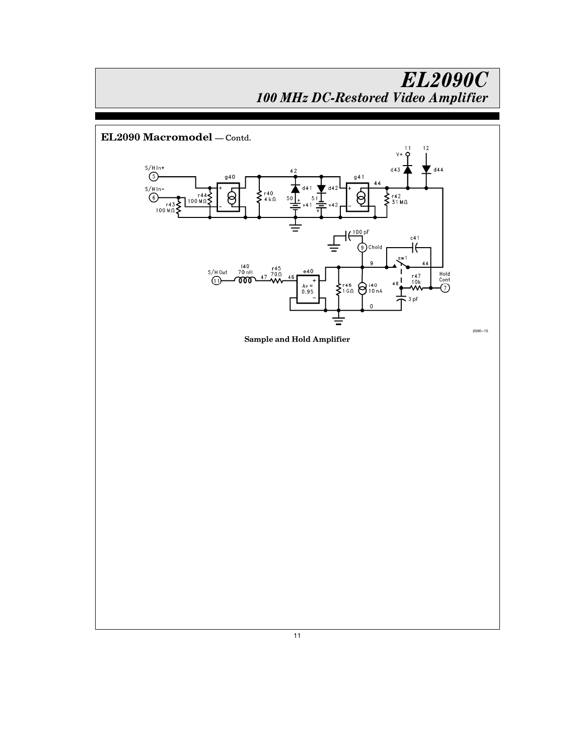## EL2090 Macromodel — Contd.

Sample and Hold Amplifier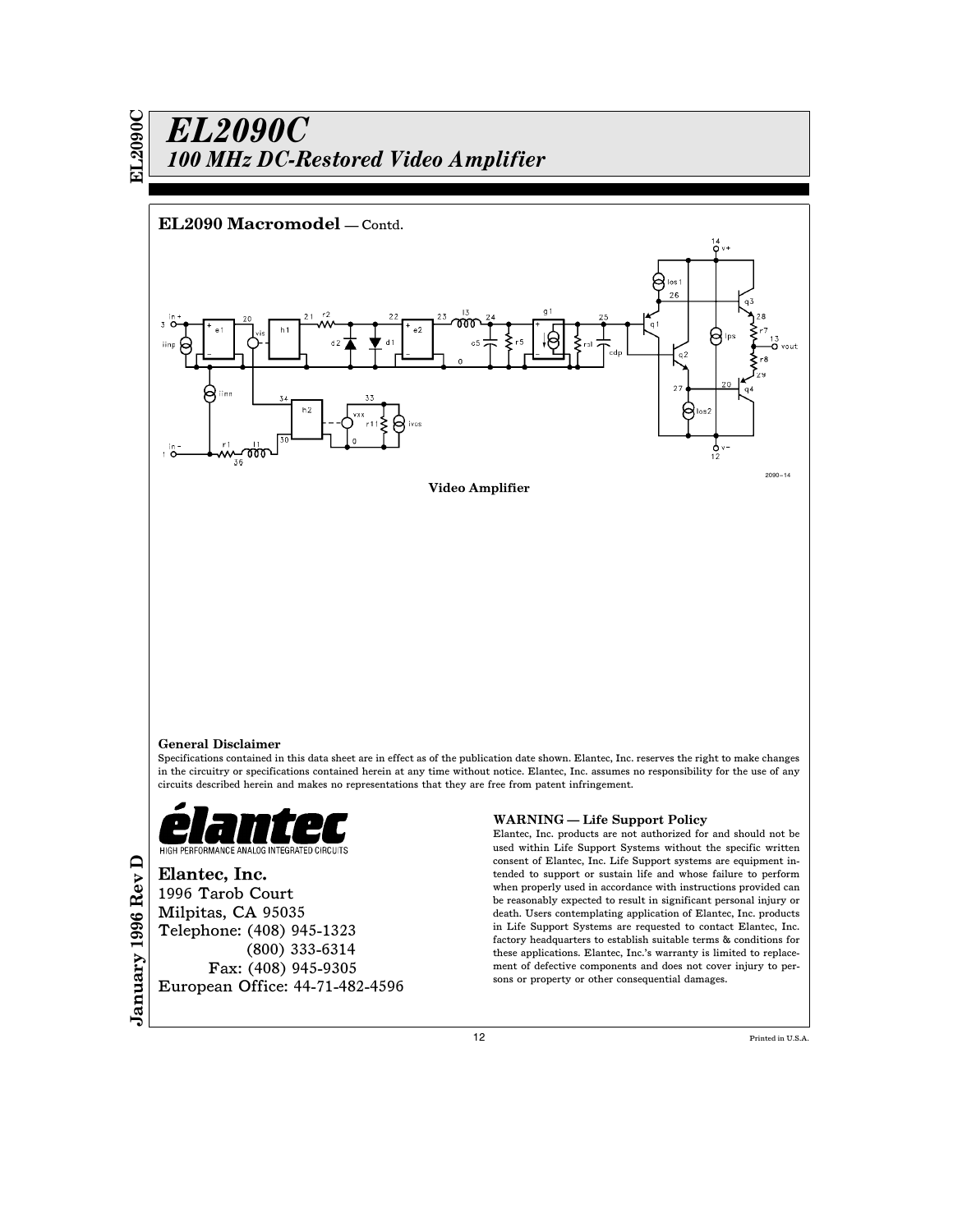## EL2090 Macromodel — Contd.

14
v+
los1
26
q3
In+
3
20
21
r2
22
23
l3
24
g1
25
28
e1
h1
e2
q1
r7
vis
lps
13
vout
iinp
d2
d1
c5
r5
rsl
cdp
r8
q2
0
29
27
20
q4
iinn
34
33
h2
vxx
los2
r11
ivos
30
0
In−
1
r1
l1
36
v−
12

2090–14

**Video Amplifier**

### General Disclaimer

Specifications contained in this data sheet are in effect as of the publication date shown. Elantec, Inc. reserves the right to make changes in the circuitry or specifications contained herein at any time without notice. Elantec, Inc. assumes no responsibility for the use of any circuits described herein and makes no representations that they are free from patent infringement.

élantec
HIGH PERFORMANCE ANALOG INTEGRATED CIRCUITS

**Elantec, Inc.**
1996 Tarob Court
Milpitas, CA 95035
Telephone: (408) 945-1323
(800) 333-6314
Fax: (408) 945-9305
European Office: 44-71-482-4596

### WARNING — Life Support Policy

Elantec, Inc. products are not authorized for and should not be used within Life Support Systems without the specific written consent of Elantec, Inc. Life Support systems are equipment intended to support or sustain life and whose failure to perform when properly used in accordance with instructions provided can be reasonably expected to result in significant personal injury or death. Users contemplating application of Elantec, Inc. products in Life Support Systems are requested to contact Elantec, Inc. factory headquarters to establish suitable terms & conditions for these applications. Elantec, Inc.'s warranty is limited to replacement of defective components and does not cover injury to persons or property or other consequential damages.

January 1996 Rev D

Printed in U.S.A.